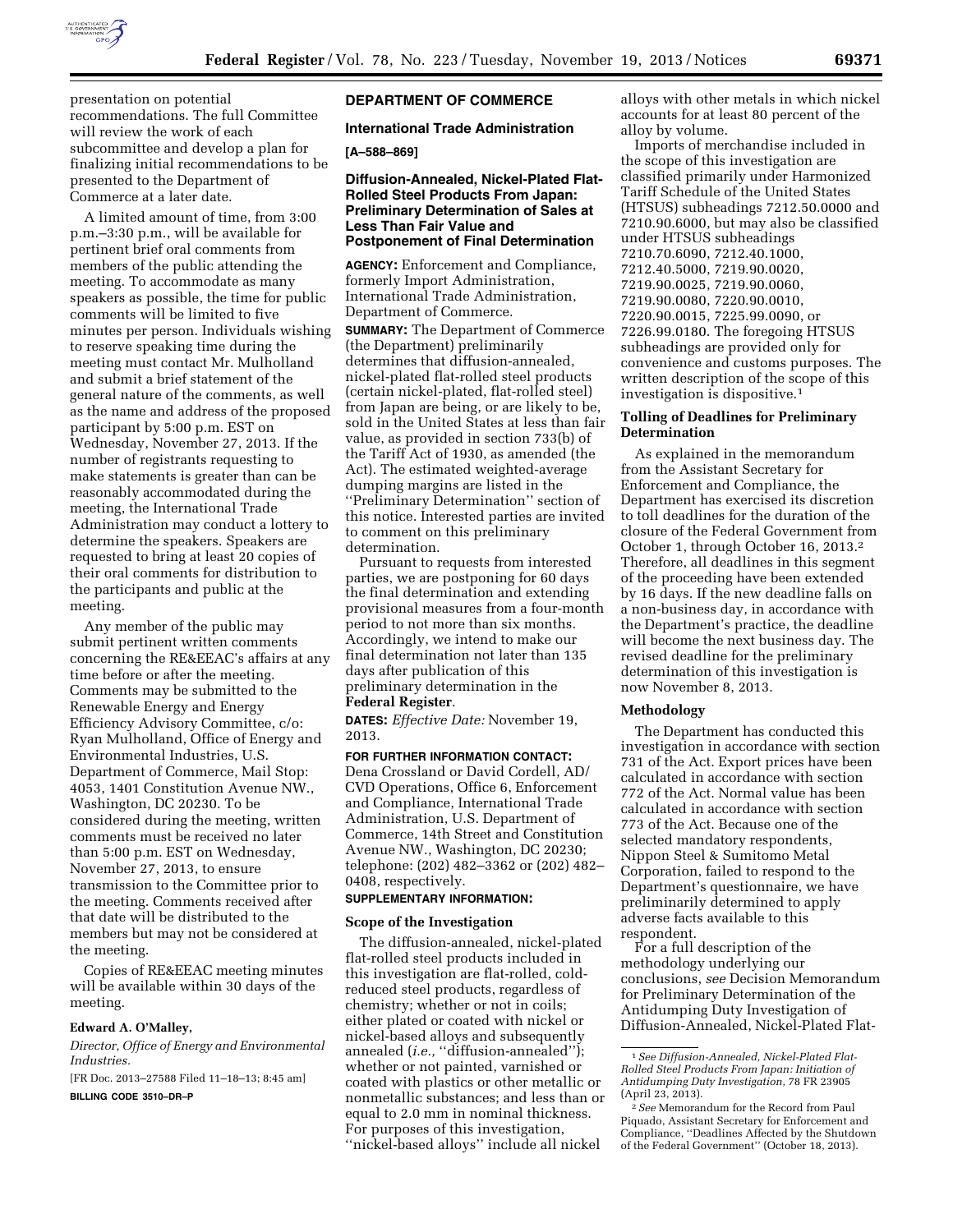presentation on potential recommendations. The full Committee will review the work of each subcommittee and develop a plan for finalizing initial recommendations to be presented to the Department of Commerce at a later date.

A limited amount of time, from 3:00 p.m.–3:30 p.m., will be available for pertinent brief oral comments from members of the public attending the meeting. To accommodate as many speakers as possible, the time for public comments will be limited to five minutes per person. Individuals wishing to reserve speaking time during the meeting must contact Mr. Mulholland and submit a brief statement of the general nature of the comments, as well as the name and address of the proposed participant by 5:00 p.m. EST on Wednesday, November 27, 2013. If the number of registrants requesting to make statements is greater than can be reasonably accommodated during the meeting, the International Trade Administration may conduct a lottery to determine the speakers. Speakers are requested to bring at least 20 copies of their oral comments for distribution to the participants and public at the meeting.

Any member of the public may submit pertinent written comments concerning the RE&EEAC's affairs at any time before or after the meeting. Comments may be submitted to the Renewable Energy and Energy Efficiency Advisory Committee, c/o: Ryan Mulholland, Office of Energy and Environmental Industries, U.S. Department of Commerce, Mail Stop: 4053, 1401 Constitution Avenue NW., Washington, DC 20230. To be considered during the meeting, written comments must be received no later than 5:00 p.m. EST on Wednesday, November 27, 2013, to ensure transmission to the Committee prior to the meeting. Comments received after that date will be distributed to the members but may not be considered at the meeting.

Copies of RE&EEAC meeting minutes will be available within 30 days of the meeting.

**Edward A. O'Malley,**

*Director, Office of Energy and Environmental Industries.*

[FR Doc. 2013–27588 Filed 11–18–13; 8:45 am]

**BILLING CODE 3510–DR–P**

## DEPARTMENT OF COMMERCE

### International Trade Administration

**[A–588–869]**

### Diffusion-Annealed, Nickel-Plated Flat-Rolled Steel Products From Japan: Preliminary Determination of Sales at Less Than Fair Value and Postponement of Final Determination

**AGENCY:** Enforcement and Compliance, formerly Import Administration, International Trade Administration, Department of Commerce.

**SUMMARY:** The Department of Commerce (the Department) preliminarily determines that diffusion-annealed, nickel-plated flat-rolled steel products (certain nickel-plated, flat-rolled steel) from Japan are being, or are likely to be, sold in the United States at less than fair value, as provided in section 733(b) of the Tariff Act of 1930, as amended (the Act). The estimated weighted-average dumping margins are listed in the ''Preliminary Determination'' section of this notice. Interested parties are invited to comment on this preliminary determination.

Pursuant to requests from interested parties, we are postponing for 60 days the final determination and extending provisional measures from a four-month period to not more than six months. Accordingly, we intend to make our final determination not later than 135 days after publication of this preliminary determination in the **Federal Register**.

**DATES:** *Effective Date:* November 19, 2013.

**FOR FURTHER INFORMATION CONTACT:** Dena Crossland or David Cordell, AD/CVD Operations, Office 6, Enforcement and Compliance, International Trade Administration, U.S. Department of Commerce, 14th Street and Constitution Avenue NW., Washington, DC 20230; telephone: (202) 482–3362 or (202) 482–0408, respectively.

**SUPPLEMENTARY INFORMATION:**

#### Scope of the Investigation

The diffusion-annealed, nickel-plated flat-rolled steel products included in this investigation are flat-rolled, cold-reduced steel products, regardless of chemistry; whether or not in coils; either plated or coated with nickel or nickel-based alloys and subsequently annealed (*i.e.,* ''diffusion-annealed''); whether or not painted, varnished or coated with plastics or other metallic or nonmetallic substances; and less than or equal to 2.0 mm in nominal thickness. For purposes of this investigation, ''nickel-based alloys'' include all nickel alloys with other metals in which nickel accounts for at least 80 percent of the alloy by volume.

Imports of merchandise included in the scope of this investigation are classified primarily under Harmonized Tariff Schedule of the United States (HTSUS) subheadings 7212.50.0000 and 7210.90.6000, but may also be classified under HTSUS subheadings 7210.70.6090, 7212.40.1000, 7212.40.5000, 7219.90.0020, 7219.90.0025, 7219.90.0060, 7219.90.0080, 7220.90.0010, 7220.90.0015, 7225.99.0090, or 7226.99.0180. The foregoing HTSUS subheadings are provided only for convenience and customs purposes. The written description of the scope of this investigation is dispositive.[1]

#### Tolling of Deadlines for Preliminary Determination

As explained in the memorandum from the Assistant Secretary for Enforcement and Compliance, the Department has exercised its discretion to toll deadlines for the duration of the closure of the Federal Government from October 1, through October 16, 2013.[2] Therefore, all deadlines in this segment of the proceeding have been extended by 16 days. If the new deadline falls on a non-business day, in accordance with the Department's practice, the deadline will become the next business day. The revised deadline for the preliminary determination of this investigation is now November 8, 2013.

#### Methodology

The Department has conducted this investigation in accordance with section 731 of the Act. Export prices have been calculated in accordance with section 772 of the Act. Normal value has been calculated in accordance with section 773 of the Act. Because one of the selected mandatory respondents, Nippon Steel & Sumitomo Metal Corporation, failed to respond to the Department's questionnaire, we have preliminarily determined to apply adverse facts available to this respondent.

For a full description of the methodology underlying our conclusions, *see* Decision Memorandum for Preliminary Determination of the Antidumping Duty Investigation of Diffusion-Annealed, Nickel-Plated Flat-

[1] *See Diffusion-Annealed, Nickel-Plated Flat-Rolled Steel Products From Japan: Initiation of Antidumping Duty Investigation,* 78 FR 23905 (April 23, 2013).

[2] *See* Memorandum for the Record from Paul Piquado, Assistant Secretary for Enforcement and Compliance, ''Deadlines Affected by the Shutdown of the Federal Government'' (October 18, 2013).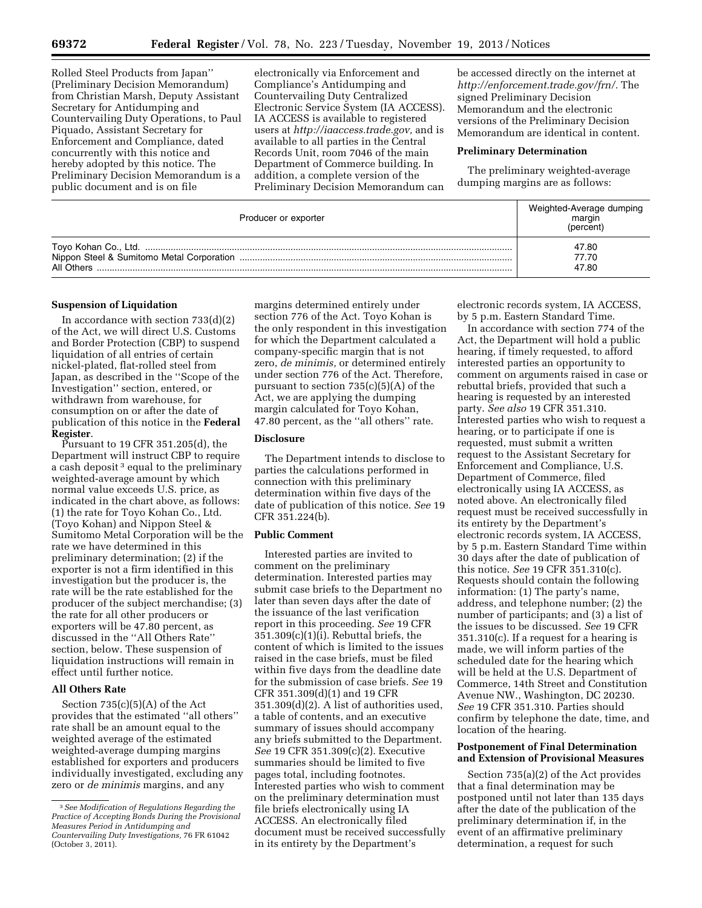Rolled Steel Products from Japan'' (Preliminary Decision Memorandum) from Christian Marsh, Deputy Assistant Secretary for Antidumping and Countervailing Duty Operations, to Paul Piquado, Assistant Secretary for Enforcement and Compliance, dated concurrently with this notice and hereby adopted by this notice. The Preliminary Decision Memorandum is a public document and is on file electronically via Enforcement and Compliance's Antidumping and Countervailing Duty Centralized Electronic Service System (IA ACCESS). IA ACCESS is available to registered users at *http://iaaccess.trade.gov,* and is available to all parties in the Central Records Unit, room 7046 of the main Department of Commerce building. In addition, a complete version of the Preliminary Decision Memorandum can be accessed directly on the internet at *http://enforcement.trade.gov/frn/.* The signed Preliminary Decision Memorandum and the electronic versions of the Preliminary Decision Memorandum are identical in content.

**Preliminary Determination**

The preliminary weighted-average dumping margins are as follows:

| Producer or exporter | Weighted-Average dumping margin (percent) |
|---|---|
| Toyo Kohan Co., Ltd. | 47.80 |
| Nippon Steel & Sumitomo Metal Corporation | 77.70 |
| All Others | 47.80 |

**Suspension of Liquidation**

In accordance with section 733(d)(2) of the Act, we will direct U.S. Customs and Border Protection (CBP) to suspend liquidation of all entries of certain nickel-plated, flat-rolled steel from Japan, as described in the ''Scope of the Investigation'' section, entered, or withdrawn from warehouse, for consumption on or after the date of publication of this notice in the **Federal Register**.

Pursuant to 19 CFR 351.205(d), the Department will instruct CBP to require a cash deposit[3] equal to the preliminary weighted-average amount by which normal value exceeds U.S. price, as indicated in the chart above, as follows: (1) the rate for Toyo Kohan Co., Ltd. (Toyo Kohan) and Nippon Steel & Sumitomo Metal Corporation will be the rate we have determined in this preliminary determination; (2) if the exporter is not a firm identified in this investigation but the producer is, the rate will be the rate established for the producer of the subject merchandise; (3) the rate for all other producers or exporters will be 47.80 percent, as discussed in the ''All Others Rate'' section, below. These suspension of liquidation instructions will remain in effect until further notice.

**All Others Rate**

Section 735(c)(5)(A) of the Act provides that the estimated ''all others'' rate shall be an amount equal to the weighted average of the estimated weighted-average dumping margins established for exporters and producers individually investigated, excluding any zero or *de minimis* margins, and any margins determined entirely under section 776 of the Act. Toyo Kohan is the only respondent in this investigation for which the Department calculated a company-specific margin that is not zero, *de minimis,* or determined entirely under section 776 of the Act. Therefore, pursuant to section 735(c)(5)(A) of the Act, we are applying the dumping margin calculated for Toyo Kohan, 47.80 percent, as the ''all others'' rate.

**Disclosure**

The Department intends to disclose to parties the calculations performed in connection with this preliminary determination within five days of the date of publication of this notice. *See* 19 CFR 351.224(b).

**Public Comment**

Interested parties are invited to comment on the preliminary determination. Interested parties may submit case briefs to the Department no later than seven days after the date of the issuance of the last verification report in this proceeding. *See* 19 CFR 351.309(c)(1)(i). Rebuttal briefs, the content of which is limited to the issues raised in the case briefs, must be filed within five days from the deadline date for the submission of case briefs. *See* 19 CFR 351.309(d)(1) and 19 CFR 351.309(d)(2). A list of authorities used, a table of contents, and an executive summary of issues should accompany any briefs submitted to the Department. *See* 19 CFR 351.309(c)(2). Executive summaries should be limited to five pages total, including footnotes. Interested parties who wish to comment on the preliminary determination must file briefs electronically using IA ACCESS. An electronically filed document must be received successfully in its entirety by the Department's electronic records system, IA ACCESS, by 5 p.m. Eastern Standard Time.

In accordance with section 774 of the Act, the Department will hold a public hearing, if timely requested, to afford interested parties an opportunity to comment on arguments raised in case or rebuttal briefs, provided that such a hearing is requested by an interested party. *See also* 19 CFR 351.310. Interested parties who wish to request a hearing, or to participate if one is requested, must submit a written request to the Assistant Secretary for Enforcement and Compliance, U.S. Department of Commerce, filed electronically using IA ACCESS, as noted above. An electronically filed request must be received successfully in its entirety by the Department's electronic records system, IA ACCESS, by 5 p.m. Eastern Standard Time within 30 days after the date of publication of this notice. *See* 19 CFR 351.310(c). Requests should contain the following information: (1) The party's name, address, and telephone number; (2) the number of participants; and (3) a list of the issues to be discussed. *See* 19 CFR 351.310(c). If a request for a hearing is made, we will inform parties of the scheduled date for the hearing which will be held at the U.S. Department of Commerce, 14th Street and Constitution Avenue NW., Washington, DC 20230. *See* 19 CFR 351.310. Parties should confirm by telephone the date, time, and location of the hearing.

**Postponement of Final Determination and Extension of Provisional Measures**

Section 735(a)(2) of the Act provides that a final determination may be postponed until not later than 135 days after the date of the publication of the preliminary determination if, in the event of an affirmative preliminary determination, a request for such

[3] *See Modification of Regulations Regarding the Practice of Accepting Bonds During the Provisional Measures Period in Antidumping and Countervailing Duty Investigations,* 76 FR 61042 (October 3, 2011).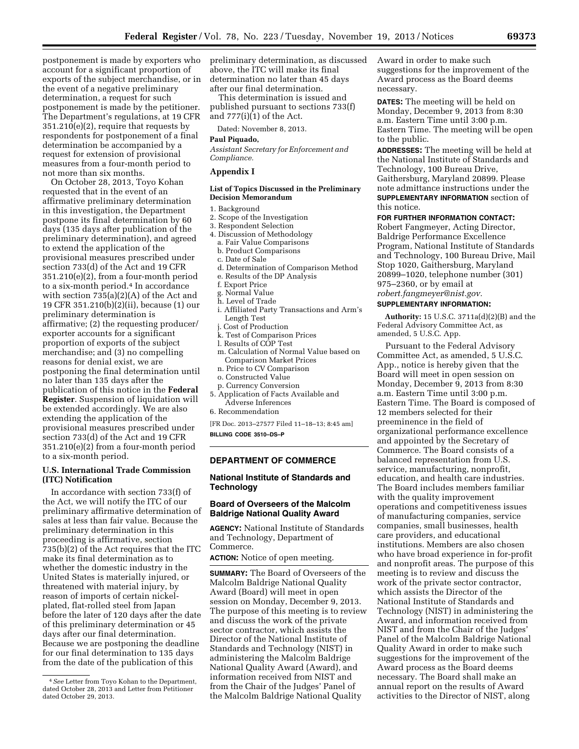postponement is made by exporters who account for a significant proportion of exports of the subject merchandise, or in the event of a negative preliminary determination, a request for such postponement is made by the petitioner. The Department's regulations, at 19 CFR 351.210(e)(2), require that requests by respondents for postponement of a final determination be accompanied by a request for extension of provisional measures from a four-month period to not more than six months.

On October 28, 2013, Toyo Kohan requested that in the event of an affirmative preliminary determination in this investigation, the Department postpone its final determination by 60 days (135 days after publication of the preliminary determination), and agreed to extend the application of the provisional measures prescribed under section 733(d) of the Act and 19 CFR 351.210(e)(2), from a four-month period to a six-month period.[4] In accordance with section 735(a)(2)(A) of the Act and 19 CFR 351.210(b)(2)(ii), because (1) our preliminary determination is affirmative; (2) the requesting producer/exporter accounts for a significant proportion of exports of the subject merchandise; and (3) no compelling reasons for denial exist, we are postponing the final determination until no later than 135 days after the publication of this notice in the **Federal Register**. Suspension of liquidation will be extended accordingly. We are also extending the application of the provisional measures prescribed under section 733(d) of the Act and 19 CFR 351.210(e)(2) from a four-month period to a six-month period.

### U.S. International Trade Commission (ITC) Notification

In accordance with section 733(f) of the Act, we will notify the ITC of our preliminary affirmative determination of sales at less than fair value. Because the preliminary determination in this proceeding is affirmative, section 735(b)(2) of the Act requires that the ITC make its final determination as to whether the domestic industry in the United States is materially injured, or threatened with material injury, by reason of imports of certain nickel-plated, flat-rolled steel from Japan before the later of 120 days after the date of this preliminary determination or 45 days after our final determination. Because we are postponing the deadline for our final determination to 135 days from the date of the publication of this preliminary determination, as discussed above, the ITC will make its final determination no later than 45 days after our final determination.

This determination is issued and published pursuant to sections 733(f) and 777(i)(1) of the Act.

Dated: November 8, 2013.

**Paul Piquado,**

*Assistant Secretary for Enforcement and Compliance.*

### Appendix I

#### List of Topics Discussed in the Preliminary Decision Memorandum

1. Background
2. Scope of the Investigation
3. Respondent Selection
4. Discussion of Methodology
   a. Fair Value Comparisons
   b. Product Comparisons
   c. Date of Sale
   d. Determination of Comparison Method
   e. Results of the DP Analysis
   f. Export Price
   g. Normal Value
   h. Level of Trade
   i. Affiliated Party Transactions and Arm's Length Test
   j. Cost of Production
   k. Test of Comparison Prices
   l. Results of COP Test
   m. Calculation of Normal Value based on Comparison Market Prices
   n. Price to CV Comparison
   o. Constructed Value
   p. Currency Conversion
5. Application of Facts Available and Adverse Inferences
6. Recommendation

[FR Doc. 2013–27577 Filed 11–18–13; 8:45 am]

**BILLING CODE 3510–DS–P**

## DEPARTMENT OF COMMERCE

### National Institute of Standards and Technology

### Board of Overseers of the Malcolm Baldrige National Quality Award

**AGENCY:** National Institute of Standards and Technology, Department of Commerce.

**ACTION:** Notice of open meeting.

**SUMMARY:** The Board of Overseers of the Malcolm Baldrige National Quality Award (Board) will meet in open session on Monday, December 9, 2013. The purpose of this meeting is to review and discuss the work of the private sector contractor, which assists the Director of the National Institute of Standards and Technology (NIST) in administering the Malcolm Baldrige National Quality Award (Award), and information received from NIST and from the Chair of the Judges' Panel of the Malcolm Baldrige National Quality Award in order to make such suggestions for the improvement of the Award process as the Board deems necessary.

**DATES:** The meeting will be held on Monday, December 9, 2013 from 8:30 a.m. Eastern Time until 3:00 p.m. Eastern Time. The meeting will be open to the public.

**ADDRESSES:** The meeting will be held at the National Institute of Standards and Technology, 100 Bureau Drive, Gaithersburg, Maryland 20899. Please note admittance instructions under the **SUPPLEMENTARY INFORMATION** section of this notice.

**FOR FURTHER INFORMATION CONTACT:** Robert Fangmeyer, Acting Director, Baldrige Performance Excellence Program, National Institute of Standards and Technology, 100 Bureau Drive, Mail Stop 1020, Gaithersburg, Maryland 20899–1020, telephone number (301) 975–2360, or by email at *robert.fangmeyer@nist.gov.*

**SUPPLEMENTARY INFORMATION:**

**Authority:** 15 U.S.C. 3711a(d)(2)(B) and the Federal Advisory Committee Act, as amended, 5 U.S.C. App.

Pursuant to the Federal Advisory Committee Act, as amended, 5 U.S.C. App., notice is hereby given that the Board will meet in open session on Monday, December 9, 2013 from 8:30 a.m. Eastern Time until 3:00 p.m. Eastern Time. The Board is composed of 12 members selected for their preeminence in the field of organizational performance excellence and appointed by the Secretary of Commerce. The Board consists of a balanced representation from U.S. service, manufacturing, nonprofit, education, and health care industries. The Board includes members familiar with the quality improvement operations and competitiveness issues of manufacturing companies, service companies, small businesses, health care providers, and educational institutions. Members are also chosen who have broad experience in for-profit and nonprofit areas. The purpose of this meeting is to review and discuss the work of the private sector contractor, which assists the Director of the National Institute of Standards and Technology (NIST) in administering the Award, and information received from NIST and from the Chair of the Judges' Panel of the Malcolm Baldrige National Quality Award in order to make such suggestions for the improvement of the Award process as the Board deems necessary. The Board shall make an annual report on the results of Award activities to the Director of NIST, along

[4] *See* Letter from Toyo Kohan to the Department, dated October 28, 2013 and Letter from Petitioner dated October 29, 2013.